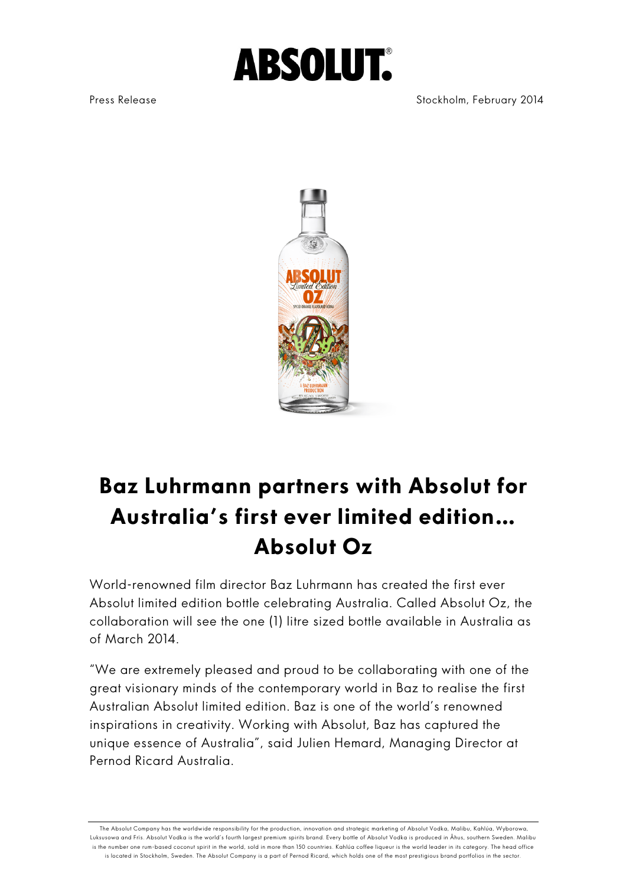ABSOLUT.

Press Release

Stockholm, February 2014

# Baz Luhrmann partners with Absolut for Australia's first ever limited edition… Absolut Oz

World-renowned film director Baz Luhrmann has created the first ever Absolut limited edition bottle celebrating Australia. Called Absolut Oz, the collaboration will see the one (1) litre sized bottle available in Australia as of March 2014.

"We are extremely pleased and proud to be collaborating with one of the great visionary minds of the contemporary world in Baz to realise the first Australian Absolut limited edition. Baz is one of the world's renowned inspirations in creativity. Working with Absolut, Baz has captured the unique essence of Australia", said Julien Hemard, Managing Director at Pernod Ricard Australia.

---

The Absolut Company has the worldwide responsibility for the production, innovation and strategic marketing of Absolut Vodka, Malibu, Kahlúa, Wyborowa, Luksusowa and Frïs. Absolut Vodka is the world's fourth largest premium spirits brand. Every bottle of Absolut Vodka is produced in Åhus, southern Sweden. Malibu is the number one rum-based coconut spirit in the world, sold in more than 150 countries. Kahlúa coffee liqueur is the world leader in its category. The head office is located in Stockholm, Sweden. The Absolut Company is a part of Pernod Ricard, which holds one of the most prestigious brand portfolios in the sector.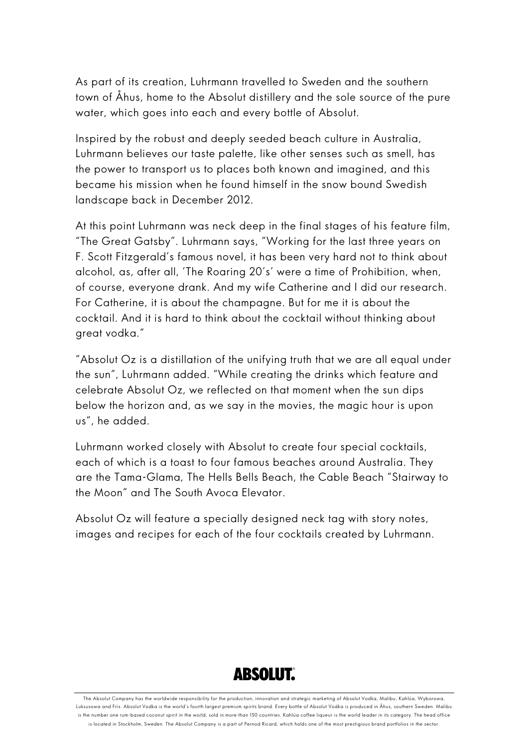As part of its creation, Luhrmann travelled to Sweden and the southern town of Åhus, home to the Absolut distillery and the sole source of the pure water, which goes into each and every bottle of Absolut.

Inspired by the robust and deeply seeded beach culture in Australia, Luhrmann believes our taste palette, like other senses such as smell, has the power to transport us to places both known and imagined, and this became his mission when he found himself in the snow bound Swedish landscape back in December 2012.

At this point Luhrmann was neck deep in the final stages of his feature film, "The Great Gatsby". Luhrmann says, "Working for the last three years on F. Scott Fitzgerald's famous novel, it has been very hard not to think about alcohol, as, after all, 'The Roaring 20's' were a time of Prohibition, when, of course, everyone drank. And my wife Catherine and I did our research. For Catherine, it is about the champagne. But for me it is about the cocktail. And it is hard to think about the cocktail without thinking about great vodka."

"Absolut Oz is a distillation of the unifying truth that we are all equal under the sun", Luhrmann added. "While creating the drinks which feature and celebrate Absolut Oz, we reflected on that moment when the sun dips below the horizon and, as we say in the movies, the magic hour is upon us", he added.

Luhrmann worked closely with Absolut to create four special cocktails, each of which is a toast to four famous beaches around Australia. They are the Tama-Glama, The Hells Bells Beach, the Cable Beach "Stairway to the Moon" and The South Avoca Elevator.

Absolut Oz will feature a specially designed neck tag with story notes, images and recipes for each of the four cocktails created by Luhrmann.

ABSOLUT.

The Absolut Company has the worldwide responsibility for the production, innovation and strategic marketing of Absolut Vodka, Malibu, Kahlúa, Wyborowa, Luksusowa and Fris. Absolut Vodka is the world's fourth largest premium spirits brand. Every bottle of Absolut Vodka is produced in Åhus, southern Sweden. Malibu is the number one rum-based coconut spirit in the world, sold in more than 150 countries. Kahlúa coffee liqueur is the world leader in its category. The head office is located in Stockholm, Sweden. The Absolut Company is a part of Pernod Ricard, which holds one of the most prestigious brand portfolios in the sector.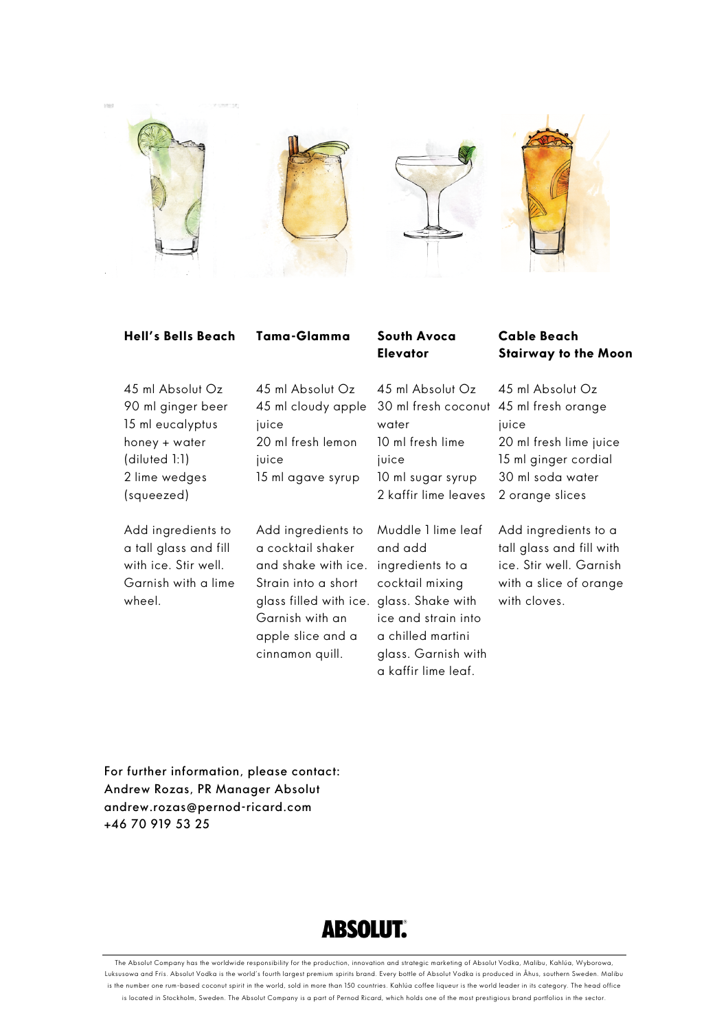### Hell's Bells Beach

45 ml Absolut Oz
90 ml ginger beer
15 ml eucalyptus honey + water (diluted 1:1)
2 lime wedges (squeezed)

Add ingredients to a tall glass and fill with ice. Stir well. Garnish with a lime wheel.

### Tama-Glamma

45 ml Absolut Oz
45 ml cloudy apple juice
20 ml fresh lemon juice
15 ml agave syrup

Add ingredients to a cocktail shaker and shake with ice. Strain into a short glass filled with ice. Garnish with an apple slice and a cinnamon quill.

### South Avoca Elevator

45 ml Absolut Oz
30 ml fresh coconut water
10 ml fresh lime juice
10 ml sugar syrup
2 kaffir lime leaves

Muddle 1 lime leaf and add ingredients to a cocktail mixing glass. Shake with ice and strain into a chilled martini glass. Garnish with a kaffir lime leaf.

### Cable Beach Stairway to the Moon

45 ml Absolut Oz
45 ml fresh orange juice
20 ml fresh lime juice
15 ml ginger cordial
30 ml soda water
2 orange slices

Add ingredients to a tall glass and fill with ice. Stir well. Garnish with a slice of orange with cloves.

For further information, please contact:
Andrew Rozas, PR Manager Absolut
andrew.rozas@pernod-ricard.com
+46 70 919 53 25

ABSOLUT.

The Absolut Company has the worldwide responsibility for the production, innovation and strategic marketing of Absolut Vodka, Malibu, Kahlúa, Wyborowa, Luksusowa and Frïs. Absolut Vodka is the world's fourth largest premium spirits brand. Every bottle of Absolut Vodka is produced in Åhus, southern Sweden. Malibu is the number one rum-based coconut spirit in the world, sold in more than 150 countries. Kahlúa coffee liqueur is the world leader in its category. The head office is located in Stockholm, Sweden. The Absolut Company is a part of Pernod Ricard, which holds one of the most prestigious brand portfolios in the sector.